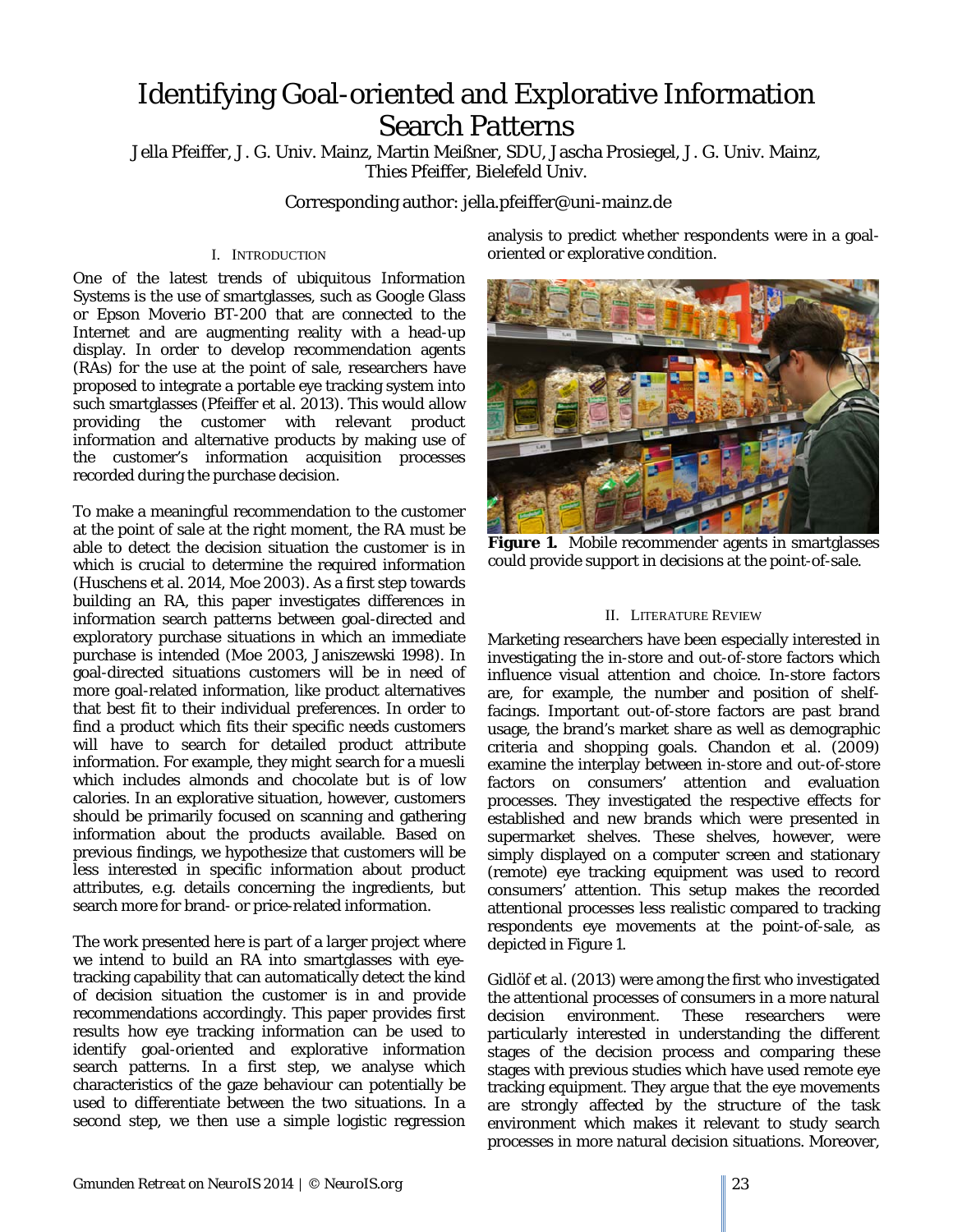# Identifying Goal-oriented and Explorative Information Search Patterns

Jella Pfeiffer, J. G. Univ. Mainz, Martin Meißner, SDU, Jascha Prosiegel, J. G. Univ. Mainz, Thies Pfeiffer, Bielefeld Univ.

Corresponding author: jella.pfeiffer@uni-mainz.de

## I. Introduction

One of the latest trends of ubiquitous Information Systems is the use of smartglasses, such as Google Glass or Epson Moverio BT-200 that are connected to the Internet and are augmenting reality with a head-up display. In order to develop recommendation agents (RAs) for the use at the point of sale, researchers have proposed to integrate a portable eye tracking system into such smartglasses (Pfeiffer et al. 2013). This would allow providing the customer with relevant product information and alternative products by making use of the customer's information acquisition processes recorded during the purchase decision.

To make a meaningful recommendation to the customer at the point of sale at the right moment, the RA must be able to detect the decision situation the customer is in which is crucial to determine the required information (Huschens et al. 2014, Moe 2003). As a first step towards building an RA, this paper investigates differences in information search patterns between goal-directed and exploratory purchase situations in which an immediate purchase is intended (Moe 2003, Janiszewski 1998). In goal-directed situations customers will be in need of more goal-related information, like product alternatives that best fit to their individual preferences. In order to find a product which fits their specific needs customers will have to search for detailed product attribute information. For example, they might search for a muesli which includes almonds and chocolate but is of low calories. In an explorative situation, however, customers should be primarily focused on scanning and gathering information about the products available. Based on previous findings, we hypothesize that customers will be less interested in specific information about product attributes, e.g. details concerning the ingredients, but search more for brand- or price-related information.

The work presented here is part of a larger project where we intend to build an RA into smartglasses with eye-tracking capability that can automatically detect the kind of decision situation the customer is in and provide recommendations accordingly. This paper provides first results how eye tracking information can be used to identify goal-oriented and explorative information search patterns. In a first step, we analyse which characteristics of the gaze behaviour can potentially be used to differentiate between the two situations. In a second step, we then use a simple logistic regression analysis to predict whether respondents were in a goal-oriented or explorative condition.

**Figure 1.** Mobile recommender agents in smartglasses could provide support in decisions at the point-of-sale.

## II. Literature Review

Marketing researchers have been especially interested in investigating the in-store and out-of-store factors which influence visual attention and choice. In-store factors are, for example, the number and position of shelf-facings. Important out-of-store factors are past brand usage, the brand's market share as well as demographic criteria and shopping goals. Chandon et al. (2009) examine the interplay between in-store and out-of-store factors on consumers' attention and evaluation processes. They investigated the respective effects for established and new brands which were presented in supermarket shelves. These shelves, however, were simply displayed on a computer screen and stationary (remote) eye tracking equipment was used to record consumers' attention. This setup makes the recorded attentional processes less realistic compared to tracking respondents eye movements at the point-of-sale, as depicted in Figure 1.

Gidlöf et al. (2013) were among the first who investigated the attentional processes of consumers in a more natural decision environment. These researchers were particularly interested in understanding the different stages of the decision process and comparing these stages with previous studies which have used remote eye tracking equipment. They argue that the eye movements are strongly affected by the structure of the task environment which makes it relevant to study search processes in more natural decision situations. Moreover,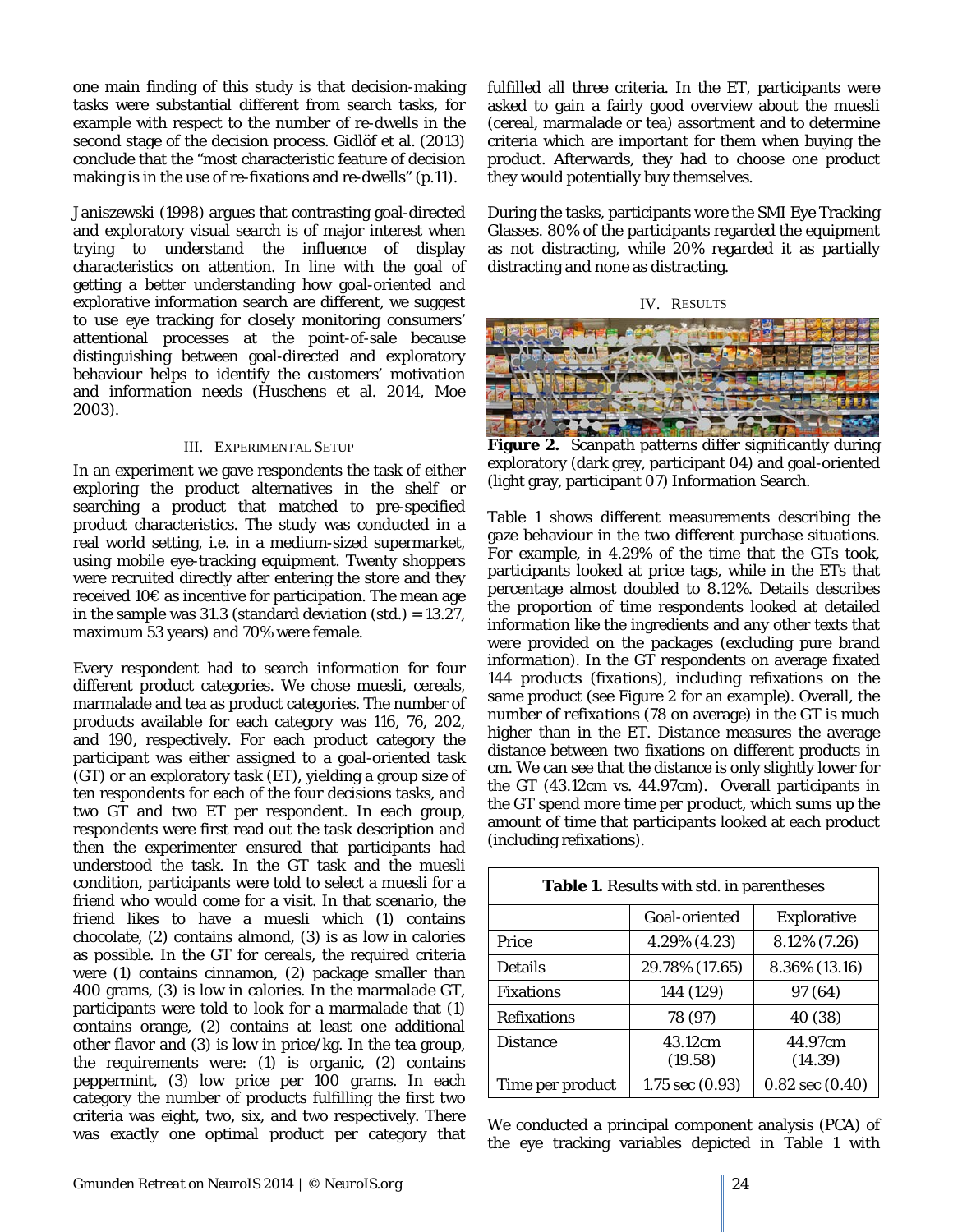one main finding of this study is that decision-making tasks were substantial different from search tasks, for example with respect to the number of re-dwells in the second stage of the decision process. Gidlöf et al. (2013) conclude that the "most characteristic feature of decision making is in the use of re-fixations and re-dwells" (p.11).

Janiszewski (1998) argues that contrasting goal-directed and exploratory visual search is of major interest when trying to understand the influence of display characteristics on attention. In line with the goal of getting a better understanding how goal-oriented and explorative information search are different, we suggest to use eye tracking for closely monitoring consumers' attentional processes at the point-of-sale because distinguishing between goal-directed and exploratory behaviour helps to identify the customers' motivation and information needs (Huschens et al. 2014, Moe 2003).

## III. Experimental Setup

In an experiment we gave respondents the task of either exploring the product alternatives in the shelf or searching a product that matched to pre-specified product characteristics. The study was conducted in a real world setting, i.e. in a medium-sized supermarket, using mobile eye-tracking equipment. Twenty shoppers were recruited directly after entering the store and they received 10€ as incentive for participation. The mean age in the sample was 31.3 (standard deviation (std.) = 13.27, maximum 53 years) and 70% were female.

Every respondent had to search information for four different product categories. We chose muesli, cereals, marmalade and tea as product categories. The number of products available for each category was 116, 76, 202, and 190, respectively. For each product category the participant was either assigned to a goal-oriented task (GT) or an exploratory task (ET), yielding a group size of ten respondents for each of the four decisions tasks, and two GT and two ET per respondent. In each group, respondents were first read out the task description and then the experimenter ensured that participants had understood the task. In the GT task and the muesli condition, participants were told to select a muesli for a friend who would come for a visit. In that scenario, the friend likes to have a muesli which (1) contains chocolate, (2) contains almond, (3) is as low in calories as possible. In the GT for cereals, the required criteria were (1) contains cinnamon, (2) package smaller than 400 grams, (3) is low in calories. In the marmalade GT, participants were told to look for a marmalade that (1) contains orange, (2) contains at least one additional other flavor and (3) is low in price/kg. In the tea group, the requirements were: (1) is organic, (2) contains peppermint, (3) low price per 100 grams. In each category the number of products fulfilling the first two criteria was eight, two, six, and two respectively. There was exactly one optimal product per category that fulfilled all three criteria. In the ET, participants were asked to gain a fairly good overview about the muesli (cereal, marmalade or tea) assortment and to determine criteria which are important for them when buying the product. Afterwards, they had to choose one product they would potentially buy themselves.

During the tasks, participants wore the SMI Eye Tracking Glasses. 80% of the participants regarded the equipment as not distracting, while 20% regarded it as partially distracting and none as distracting.

## IV. Results

**Figure 2.** Scanpath patterns differ significantly during exploratory (dark grey, participant 04) and goal-oriented (light gray, participant 07) Information Search.

Table 1 shows different measurements describing the gaze behaviour in the two different purchase situations. For example, in 4.29% of the time that the GTs took, participants looked at *price* tags, while in the ETs that percentage almost doubled to 8.12%. *Details* describes the proportion of time respondents looked at detailed information like the ingredients and any other texts that were provided on the packages (excluding pure brand information). In the GT respondents on average fixated 144 products (*fixations*), including refixations on the same product (see Figure 2 for an example). Overall, the number of *refixations* (78 on average) in the GT is much higher than in the ET. *Distance* measures the average distance between two fixations on different products in cm. We can see that the distance is only slightly lower for the GT (43.12cm vs. 44.97cm). Overall participants in the GT spend more time per product, which sums up the amount of time that participants looked at each product (including refixations).

**Table 1.** Results with std. in parentheses

| | Goal-oriented | Explorative |
|---|---|---|
| Price | 4.29% (4.23) | 8.12% (7.26) |
| Details | 29.78% (17.65) | 8.36% (13.16) |
| Fixations | 144 (129) | 97 (64) |
| Refixations | 78 (97) | 40 (38) |
| Distance | 43.12cm (19.58) | 44.97cm (14.39) |
| Time per product | 1.75 sec (0.93) | 0.82 sec (0.40) |

We conducted a principal component analysis (PCA) of the eye tracking variables depicted in Table 1 with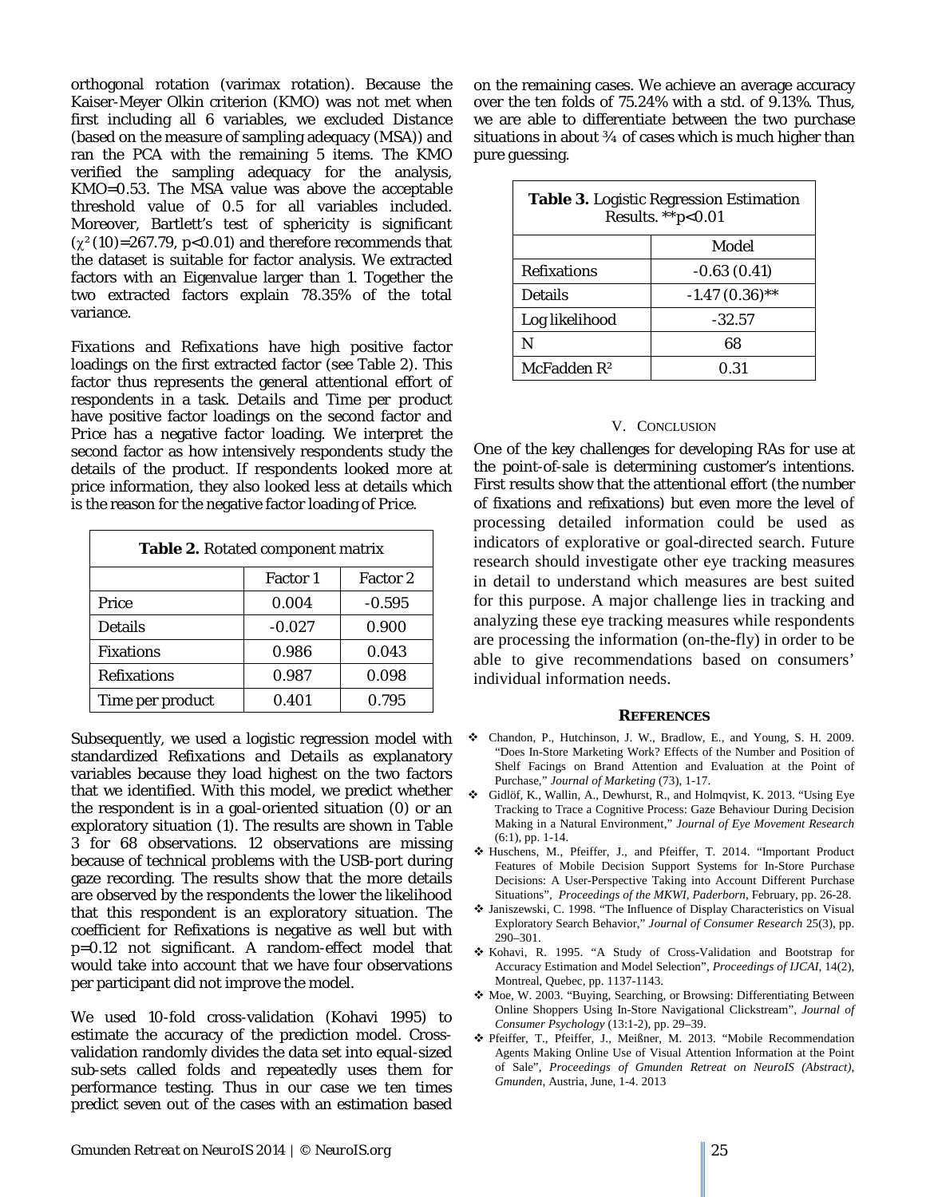orthogonal rotation (varimax rotation). Because the Kaiser-Meyer Olkin criterion (KMO) was not met when first including all 6 variables, we excluded *Distance* (based on the measure of sampling adequacy (MSA)) and ran the PCA with the remaining 5 items. The KMO verified the sampling adequacy for the analysis, KMO=0.53. The MSA value was above the acceptable threshold value of 0.5 for all variables included. Moreover, Bartlett's test of sphericity is significant ($\chi^2(10)=267.79$, $p<0.01$) and therefore recommends that the dataset is suitable for factor analysis. We extracted factors with an Eigenvalue larger than 1. Together the two extracted factors explain 78.35% of the total variance.

*Fixations* and *Refixations* have high positive factor loadings on the first extracted factor (see Table 2). This factor thus represents the general attentional effort of respondents in a task. *Details* and *Time per product* have positive factor loadings on the second factor and *Price* has a negative factor loading. We interpret the second factor as how intensively respondents study the details of the product. If respondents looked more at price information, they also looked less at details which is the reason for the negative factor loading of *Price*.

**Table 2.** Rotated component matrix

| | Factor 1 | Factor 2 |
|---|---|---|
| Price | 0.004 | -0.595 |
| Details | -0.027 | 0.900 |
| Fixations | 0.986 | 0.043 |
| Refixations | 0.987 | 0.098 |
| Time per product | 0.401 | 0.795 |

Subsequently, we used a logistic regression model with standardized *Refixations* and *Details* as explanatory variables because they load highest on the two factors that we identified. With this model, we predict whether the respondent is in a goal-oriented situation (0) or an exploratory situation (1). The results are shown in Table 3 for 68 observations. 12 observations are missing because of technical problems with the USB-port during gaze recording. The results show that the more details are observed by the respondents the lower the likelihood that this respondent is an exploratory situation. The coefficient for Refixations is negative as well but with p=0.12 not significant. A random-effect model that would take into account that we have four observations per participant did not improve the model.

We used 10-fold cross-validation (Kohavi 1995) to estimate the accuracy of the prediction model. Cross-validation randomly divides the data set into equal-sized sub-sets called folds and repeatedly uses them for performance testing. Thus in our case we ten times predict seven out of the cases with an estimation based on the remaining cases. We achieve an average accuracy over the ten folds of 75.24% with a std. of 9.13%. Thus, we are able to differentiate between the two purchase situations in about ¾ of cases which is much higher than pure guessing.

**Table 3.** Logistic Regression Estimation Results. **p<0.01

| | Model |
|---|---|
| Refixations | -0.63 (0.41) |
| Details | -1.47 (0.36)** |
| Log likelihood | -32.57 |
| N | 68 |
| McFadden $R^2$ | 0.31 |

## V. Conclusion

One of the key challenges for developing RAs for use at the point-of-sale is determining customer's intentions. First results show that the attentional effort (the number of fixations and refixations) but even more the level of processing detailed information could be used as indicators of explorative or goal-directed search. Future research should investigate other eye tracking measures in detail to understand which measures are best suited for this purpose. A major challenge lies in tracking and analyzing these eye tracking measures while respondents are processing the information (on-the-fly) in order to be able to give recommendations based on consumers' individual information needs.

## References

- Chandon, P., Hutchinson, J. W., Bradlow, E., and Young, S. H. 2009. "Does In-Store Marketing Work? Effects of the Number and Position of Shelf Facings on Brand Attention and Evaluation at the Point of Purchase," *Journal of Marketing* (73), 1-17.
- Gidlöf, K., Wallin, A., Dewhurst, R., and Holmqvist, K. 2013. "Using Eye Tracking to Trace a Cognitive Process: Gaze Behaviour During Decision Making in a Natural Environment," *Journal of Eye Movement Research* (6:1), pp. 1-14.
- Huschens, M., Pfeiffer, J., and Pfeiffer, T. 2014. "Important Product Features of Mobile Decision Support Systems for In-Store Purchase Decisions: A User-Perspective Taking into Account Different Purchase Situations", *Proceedings of the MKWI, Paderborn*, February, pp. 26-28.
- Janiszewski, C. 1998. "The Influence of Display Characteristics on Visual Exploratory Search Behavior," *Journal of Consumer Research* 25(3), pp. 290–301.
- Kohavi, R. 1995. "A Study of Cross-Validation and Bootstrap for Accuracy Estimation and Model Selection", *Proceedings of IJCAI*, 14(2), Montreal, Quebec, pp. 1137-1143.
- Moe, W. 2003. "Buying, Searching, or Browsing: Differentiating Between Online Shoppers Using In-Store Navigational Clickstream", *Journal of Consumer Psychology* (13:1-2), pp. 29–39.
- Pfeiffer, T., Pfeiffer, J., Meißner, M. 2013. "Mobile Recommendation Agents Making Online Use of Visual Attention Information at the Point of Sale", *Proceedings of Gmunden Retreat on NeuroIS (Abstract), Gmunden*, Austria, June, 1-4. 2013